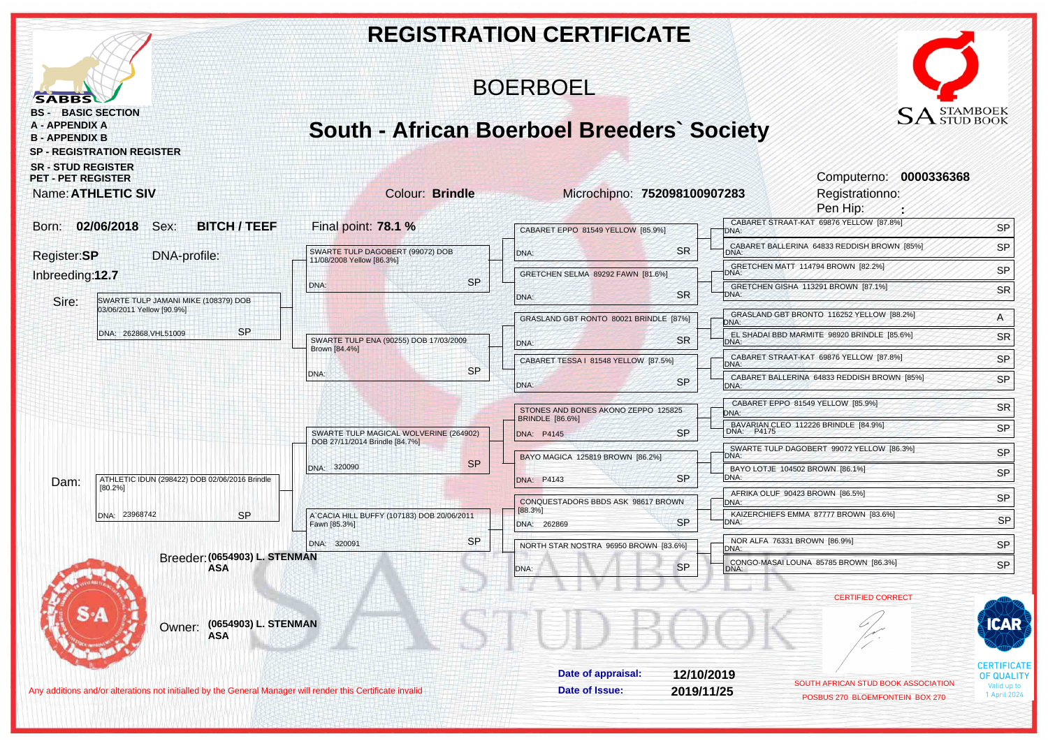# REGISTRATION CERTIFICATE

## BOERBOEL

## South - African Boerboel Breeders` Society

SABBS

- BS - BASIC SECTION
- A - APPENDIX A
- B - APPENDIX B
- SP - REGISTRATION REGISTER
- SR - STUD REGISTER
- PET - PET REGISTER

SA STAMBOEK STUD BOOK

Computerno: **0000336368**

Registrationno:

Pen Hip: **:**

Name: **ATHLETIC SIV** Colour: **Brindle** Microchipno: **752098100907283**

Born: **02/06/2018** Sex: **BITCH / TEEF** Final point: **78.1 %**

Register: **SP** DNA-profile:

Inbreeding: **12.7**

### Pedigree

**Sire:** SWARTE TULP JAMANI MIKE (108379) DOB 03/06/2011 Yellow [90.9%] — DNA: 262868,VHL51009 — SP

- SWARTE TULP DAGOBERT (99072) DOB 11/08/2008 Yellow [86.3%] — DNA: — SP
  - CABARET EPPO 81549 YELLOW [85.9%] — DNA: — SR
    - CABARET STRAAT-KAT 69876 YELLOW [87.8%] — DNA: — SP
    - CABARET BALLERINA 64833 REDDISH BROWN [85%] — DNA: — SP
  - GRETCHEN SELMA 89292 FAWN [81.6%] — DNA: — SR
    - GRETCHEN MATT 114794 BROWN [82.2%] — DNA: — SP
    - GRETCHEN GISHA 113291 BROWN [87.1%] — DNA: — SR
- SWARTE TULP ENA (90255) DOB 17/03/2009 Brown [84.4%] — DNA: — SP
  - GRASLAND GBT RONTO 80021 BRINDLE [87%] — DNA: — SR
    - GRASLAND GBT BRONTO 116252 YELLOW [88.2%] — DNA: — A
    - EL SHADAI BBD MARMITE 98920 BRINDLE [85.6%] — DNA: — SR
  - CABARET TESSA I 81548 YELLOW [87.5%] — DNA: — SP
    - CABARET STRAAT-KAT 69876 YELLOW [87.8%] — DNA: — SP
    - CABARET BALLERINA 64833 REDDISH BROWN [85%] — DNA: — SP

**Dam:** ATHLETIC IDUN (298422) DOB 02/06/2016 Brindle [80.2%] — DNA: 23968742 — SP

- SWARTE TULP MAGICAL WOLVERINE (264902) DOB 27/11/2014 Brindle [84.7%] — DNA: 320090 — SP
  - STONES AND BONES AKONO ZEPPO 125825 BRINDLE [86.6%] — DNA: P4145 — SP
    - CABARET EPPO 81549 YELLOW [85.9%] — DNA: — SR
    - BAVARIAN CLEO 112226 BRINDLE [84.9%] — DNA: P4175 — SP
  - BAYO MAGICA 125819 BROWN [86.2%] — DNA: P4143 — SP
    - SWARTE TULP DAGOBERT 99072 YELLOW [86.3%] — DNA: — SP
    - BAYO LOTJE 104502 BROWN [86.1%] — DNA: — SP
- A`CACIA HILL BUFFY (107183) DOB 20/06/2011 Fawn [85.3%] — DNA: 320091 — SP
  - CONQUESTADORS BBDS ASK 98617 BROWN [88.3%] — DNA: 262869 — SP
    - AFRIKA OLUF 90423 BROWN [86.5%] — DNA: — SP
    - KAIZERCHIEFS EMMA 87777 BROWN [83.6%] — DNA: — SP
  - NORTH STAR NOSTRA 96950 BROWN [83.6%] — DNA: — SP
    - NOR ALFA 76331 BROWN [86.9%] — DNA: — SP
    - CONGO-MASAI LOUNA 85785 BROWN [86.3%] — DNA: — SP

Breeder: **(0654903) L. STENMAN ASA**

Owner: **(0654903) L. STENMAN ASA**

CERTIFIED CORRECT

Date of appraisal: **12/10/2019**

Date of Issue: **2019/11/25**

SOUTH AFRICAN STUD BOOK ASSOCIATION
POSBUS 270 BLOEMFONTEIN BOX 270

ICAR CERTIFICATE OF QUALITY Valid up to 1 April 2024

Any additions and/or alterations not initialled by the General Manager will render this Certificate invalid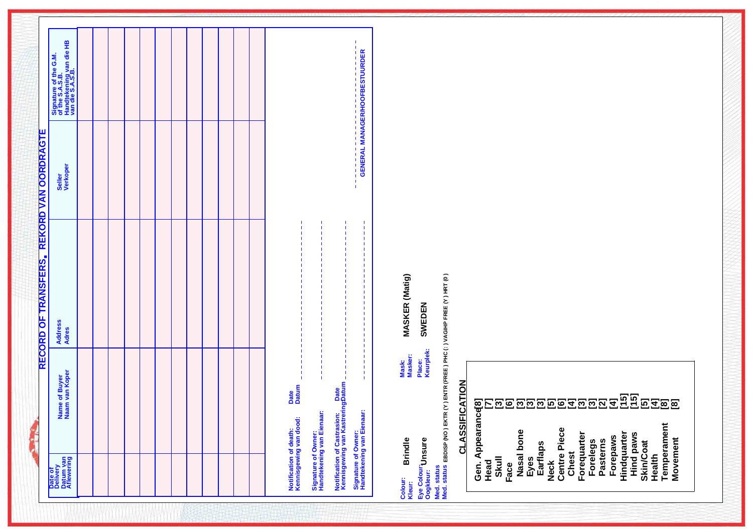# RECORD OF TRANSFERS. REKORD VAN OORDRAGTE

| Date of Delivery Datum van Aflewering | Name of Buyer Naam van Koper | Address Adres | Seller Verkoper | Signature of the G.M. of the S.A.S.B. Handtekening van die HB van die S.A.S.B. |
|---|---|---|---|---|
| | | | | |
| | | | | |
| | | | | |
| | | | | |
| | | | | |
| | | | | |
| | | | | |
| | | | | |
| | | | | |
| | | | | |
| | | | | |
| | | | | |

Notification of death: Kennisgewing van dood: Date Datum

Signature of Owner: Handtekening van Eienaar:

Notification of Castrasion: Kennisgewing van Kastrering Date Datum

Signature of Owner: Handtekening van Eienaar:

GENERAL MANAGER/HOOFBESTUURDER

Colour: Kleur: Brindle

Mask: Masker: MASKER (Matig)

Eye Colour: Oogkleur: Unsure

Place: Keurplek: SWEDEN

Med. status

Med. status EBDISP (NO ) EKTR (Y ) ENTR (FREE ) PHC (: ) VAGIHP FREE (Y ) HRT (0 )

## CLASSIFICATION

Gen. Appearance [8]
Head [7]
Skull [3]
Face [6]
Nasal bone [3]
Eyes [3]
Earflaps [3]
Neck [5]
Centre Piece [6]
Chest [4]
Forequarter [3]
Forelegs [3]
Pasterns [2]
Forepaws [4]
Hindquarter [15]
Hind paws [15]
Skin/Coat [5]
Health [4]
Temperament [8]
Movement [8]